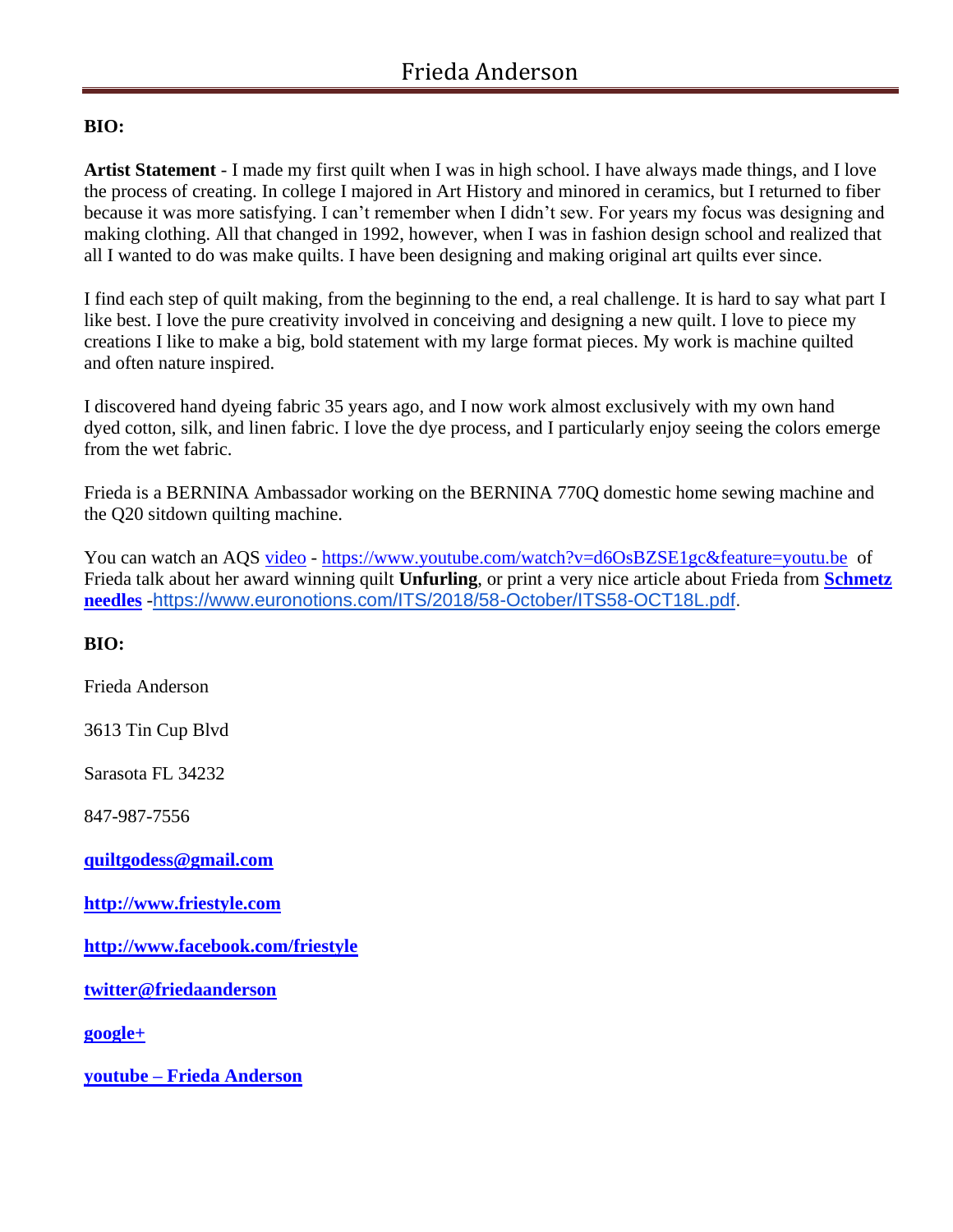# Frieda Anderson

**BIO:**

**Artist Statement** - I made my first quilt when I was in high school. I have always made things, and I love the process of creating. In college I majored in Art History and minored in ceramics, but I returned to fiber because it was more satisfying. I can't remember when I didn't sew. For years my focus was designing and making clothing. All that changed in 1992, however, when I was in fashion design school and realized that all I wanted to do was make quilts. I have been designing and making original art quilts ever since.

I find each step of quilt making, from the beginning to the end, a real challenge. It is hard to say what part I like best. I love the pure creativity involved in conceiving and designing a new quilt. I love to piece my creations I like to make a big, bold statement with my large format pieces. My work is machine quilted and often nature inspired.

I discovered hand dyeing fabric 35 years ago, and I now work almost exclusively with my own hand dyed cotton, silk, and linen fabric. I love the dye process, and I particularly enjoy seeing the colors emerge from the wet fabric.

Frieda is a BERNINA Ambassador working on the BERNINA 770Q domestic home sewing machine and the Q20 sitdown quilting machine.

You can watch an AQS video - https://www.youtube.com/watch?v=d6OsBZSE1gc&feature=youtu.be of Frieda talk about her award winning quilt **Unfurling**, or print a very nice article about Frieda from **Schmetz needles** -https://www.euronotions.com/ITS/2018/58-October/ITS58-OCT18L.pdf.

**BIO:**

Frieda Anderson

3613 Tin Cup Blvd

Sarasota FL 34232

847-987-7556

**quiltgodess@gmail.com**

**http://www.friestyle.com**

**http://www.facebook.com/friestyle**

**twitter@friedaanderson**

**google+**

**youtube – Frieda Anderson**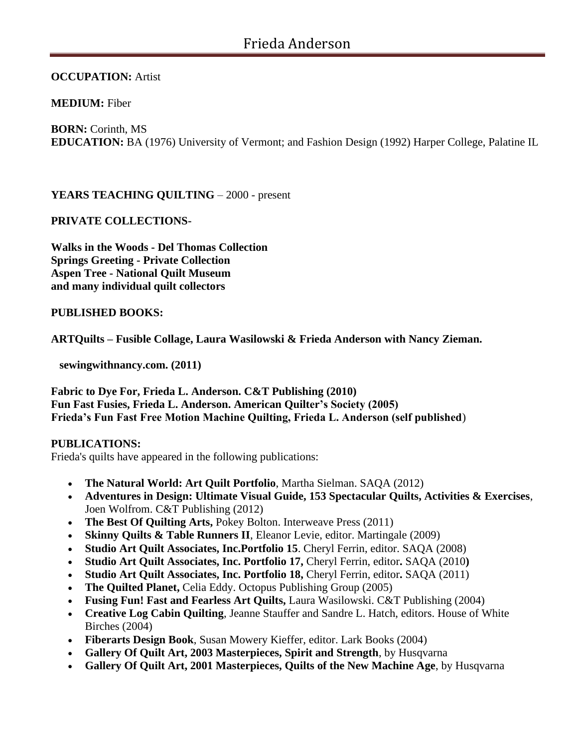# Frieda Anderson

**OCCUPATION:** Artist

**MEDIUM:** Fiber

**BORN:** Corinth, MS
**EDUCATION:** BA (1976) University of Vermont; and Fashion Design (1992) Harper College, Palatine IL

**YEARS TEACHING QUILTING** – 2000 - present

**PRIVATE COLLECTIONS-**

**Walks in the Woods - Del Thomas Collection**
**Springs Greeting - Private Collection**
**Aspen Tree - National Quilt Museum**
**and many individual quilt collectors**

**PUBLISHED BOOKS:**

**ARTQuilts – Fusible Collage, Laura Wasilowski & Frieda Anderson with Nancy Zieman.**

**sewingwithnancy.com. (2011)**

**Fabric to Dye For, Frieda L. Anderson. C&T Publishing (2010)**
**Fun Fast Fusies, Frieda L. Anderson. American Quilter's Society (2005)**
**Frieda's Fun Fast Free Motion Machine Quilting, Frieda L. Anderson (self published**)

**PUBLICATIONS:**
Frieda's quilts have appeared in the following publications:

- **The Natural World: Art Quilt Portfolio**, Martha Sielman. SAQA (2012)
- **Adventures in Design: Ultimate Visual Guide, 153 Spectacular Quilts, Activities & Exercises**, Joen Wolfrom. C&T Publishing (2012)
- **The Best Of Quilting Arts,** Pokey Bolton. Interweave Press (2011)
- **Skinny Quilts & Table Runners II**, Eleanor Levie, editor. Martingale (2009)
- **Studio Art Quilt Associates, Inc.Portfolio 15**. Cheryl Ferrin, editor. SAQA (2008)
- **Studio Art Quilt Associates, Inc. Portfolio 17,** Cheryl Ferrin, editor**.** SAQA (2010**)**
- **Studio Art Quilt Associates, Inc. Portfolio 18,** Cheryl Ferrin, editor**.** SAQA (2011)
- **The Quilted Planet,** Celia Eddy. Octopus Publishing Group (2005)
- **Fusing Fun! Fast and Fearless Art Quilts,** Laura Wasilowski. C&T Publishing (2004)
- **Creative Log Cabin Quilting**, Jeanne Stauffer and Sandre L. Hatch, editors. House of White Birches (2004)
- **Fiberarts Design Book**, Susan Mowery Kieffer, editor. Lark Books (2004)
- **Gallery Of Quilt Art, 2003 Masterpieces, Spirit and Strength**, by Husqvarna
- **Gallery Of Quilt Art, 2001 Masterpieces, Quilts of the New Machine Age**, by Husqvarna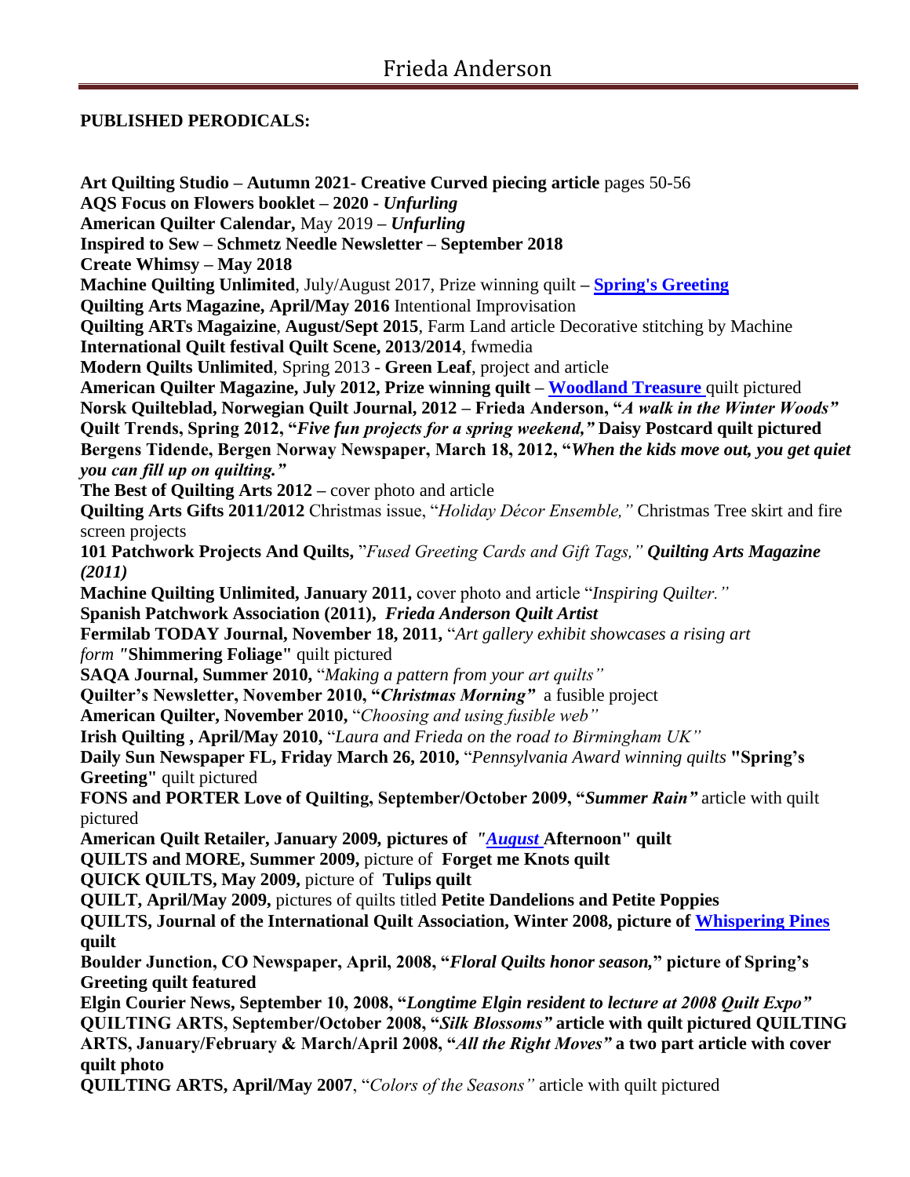## PUBLISHED PERODICALS:

**Art Quilting Studio – Autumn 2021- Creative Curved piecing article** pages 50-56
**AQS Focus on Flowers booklet – 2020 -** ***Unfurling***
**American Quilter Calendar,** May 2019 – ***Unfurling***
**Inspired to Sew – Schmetz Needle Newsletter – September 2018**
**Create Whimsy – May 2018**
**Machine Quilting Unlimited**, July/August 2017, Prize winning quilt **– Spring's Greeting**
**Quilting Arts Magazine, April/May 2016** Intentional Improvisation
**Quilting ARTs Magaizine**, **August/Sept 2015**, Farm Land article Decorative stitching by Machine
**International Quilt festival Quilt Scene, 2013/2014**, fwmedia
**Modern Quilts Unlimited**, Spring 2013 - **Green Leaf**, project and article
**American Quilter Magazine, July 2012, Prize winning quilt – Woodland Treasure** quilt pictured
**Norsk Quilteblad, Norwegian Quilt Journal, 2012 – Frieda Anderson, "*A walk in the Winter Woods"***
**Quilt Trends, Spring 2012, "*Five fun projects for a spring weekend,"* Daisy Postcard quilt pictured**
**Bergens Tidende, Bergen Norway Newspaper, March 18, 2012, "*When the kids move out, you get quiet you can fill up on quilting."***
**The Best of Quilting Arts 2012 –** cover photo and article
**Quilting Arts Gifts 2011/2012** Christmas issue, "*Holiday Décor Ensemble,"* Christmas Tree skirt and fire screen projects
**101 Patchwork Projects And Quilts,** "*Fused Greeting Cards and Gift Tags,"* ***Quilting Arts Magazine (2011)***
**Machine Quilting Unlimited, January 2011,** cover photo and article "*Inspiring Quilter."*
**Spanish Patchwork Association (2011),** ***Frieda Anderson Quilt Artist***
**Fermilab TODAY Journal, November 18, 2011,** "*Art gallery exhibit showcases a rising art form "***Shimmering Foliage"** quilt pictured
**SAQA Journal, Summer 2010,** "*Making a pattern from your art quilts"*
**Quilter's Newsletter, November 2010, "*Christmas Morning"*** a fusible project
**American Quilter, November 2010,** "*Choosing and using fusible web"*
**Irish Quilting , April/May 2010,** "*Laura and Frieda on the road to Birmingham UK"*
**Daily Sun Newspaper FL, Friday March 26, 2010,** "*Pennsylvania Award winning quilts* **"Spring's Greeting"** quilt pictured
**FONS and PORTER Love of Quilting, September/October 2009, "*Summer Rain"*** article with quilt pictured
**American Quilt Retailer, January 2009, pictures of *"August* Afternoon" quilt**
**QUILTS and MORE, Summer 2009,** picture of **Forget me Knots quilt**
**QUICK QUILTS, May 2009,** picture of **Tulips quilt**
**QUILT, April/May 2009,** pictures of quilts titled **Petite Dandelions and Petite Poppies**
**QUILTS, Journal of the International Quilt Association, Winter 2008, picture of Whispering Pines quilt**
**Boulder Junction, CO Newspaper, April, 2008, "*Floral Quilts honor season,*" picture of Spring's Greeting quilt featured**
**Elgin Courier News, September 10, 2008, "*Longtime Elgin resident to lecture at 2008 Quilt Expo"***
**QUILTING ARTS, September/October 2008, "*Silk Blossoms"* article with quilt pictured QUILTING ARTS, January/February & March/April 2008, "*All the Right Moves"* a two part article with cover quilt photo**
**QUILTING ARTS, April/May 2007**, "*Colors of the Seasons"* article with quilt pictured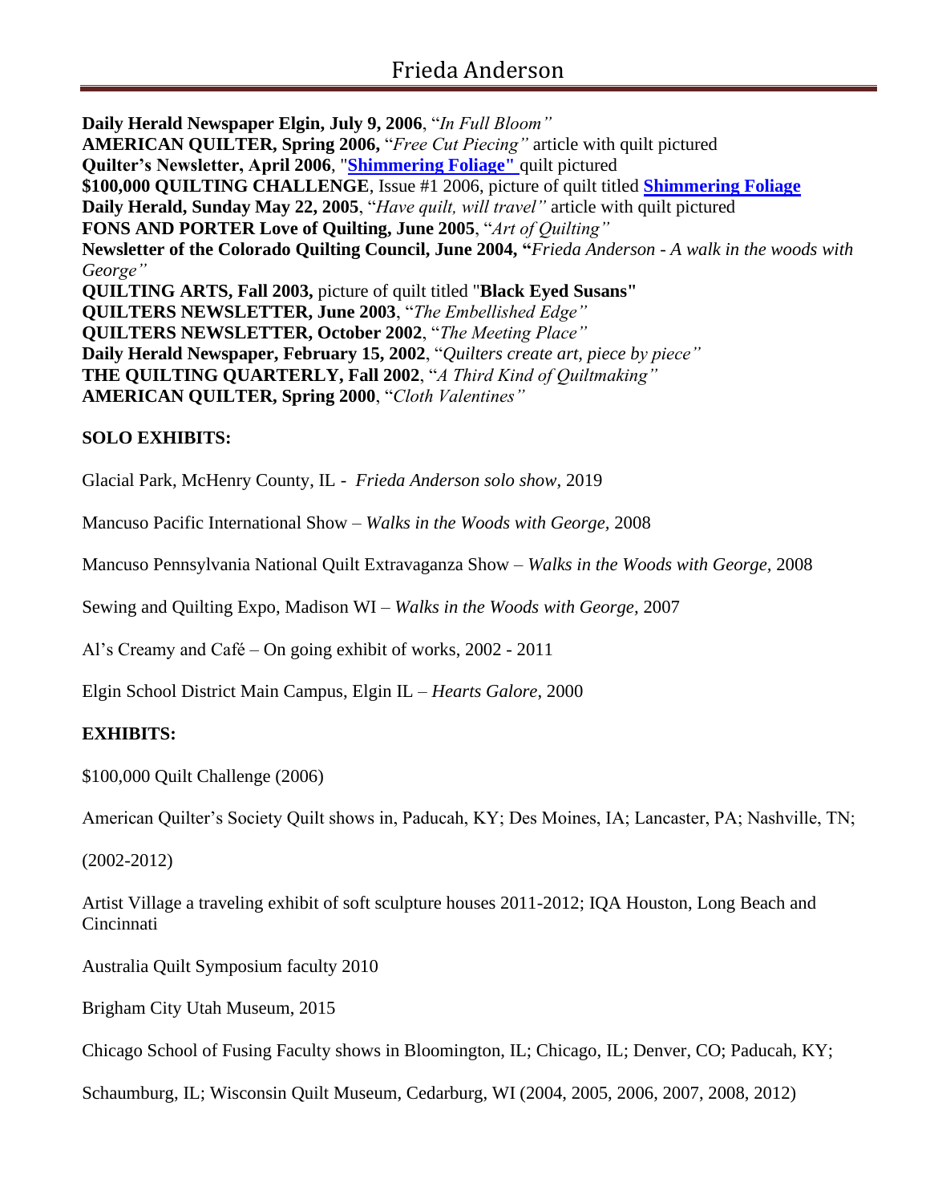**Daily Herald Newspaper Elgin, July 9, 2006**, "*In Full Bloom"*
**AMERICAN QUILTER, Spring 2006,** "*Free Cut Piecing"* article with quilt pictured
**Quilter's Newsletter, April 2006**, "**Shimmering Foliage"** quilt pictured
**$100,000 QUILTING CHALLENGE**, Issue #1 2006, picture of quilt titled **Shimmering Foliage**
**Daily Herald, Sunday May 22, 2005**, "*Have quilt, will travel"* article with quilt pictured
**FONS AND PORTER Love of Quilting, June 2005**, "*Art of Quilting"*
**Newsletter of the Colorado Quilting Council, June 2004, "***Frieda Anderson - A walk in the woods with George"*
**QUILTING ARTS, Fall 2003,** picture of quilt titled "**Black Eyed Susans"**
**QUILTERS NEWSLETTER, June 2003**, "*The Embellished Edge"*
**QUILTERS NEWSLETTER, October 2002**, "*The Meeting Place"*
**Daily Herald Newspaper, February 15, 2002**, "*Quilters create art, piece by piece"*
**THE QUILTING QUARTERLY, Fall 2002**, "*A Third Kind of Quiltmaking"*
**AMERICAN QUILTER, Spring 2000**, "*Cloth Valentines"*

**SOLO EXHIBITS:**

Glacial Park, McHenry County, IL - *Frieda Anderson solo show*, 2019

Mancuso Pacific International Show – *Walks in the Woods with George,* 2008

Mancuso Pennsylvania National Quilt Extravaganza Show – *Walks in the Woods with George,* 2008

Sewing and Quilting Expo, Madison WI – *Walks in the Woods with George,* 2007

Al's Creamy and Café – On going exhibit of works, 2002 - 2011

Elgin School District Main Campus, Elgin IL – *Hearts Galore,* 2000

**EXHIBITS:**

$100,000 Quilt Challenge (2006)

American Quilter's Society Quilt shows in, Paducah, KY; Des Moines, IA; Lancaster, PA; Nashville, TN;

(2002-2012)

Artist Village a traveling exhibit of soft sculpture houses 2011-2012; IQA Houston, Long Beach and Cincinnati

Australia Quilt Symposium faculty 2010

Brigham City Utah Museum, 2015

Chicago School of Fusing Faculty shows in Bloomington, IL; Chicago, IL; Denver, CO; Paducah, KY;

Schaumburg, IL; Wisconsin Quilt Museum, Cedarburg, WI (2004, 2005, 2006, 2007, 2008, 2012)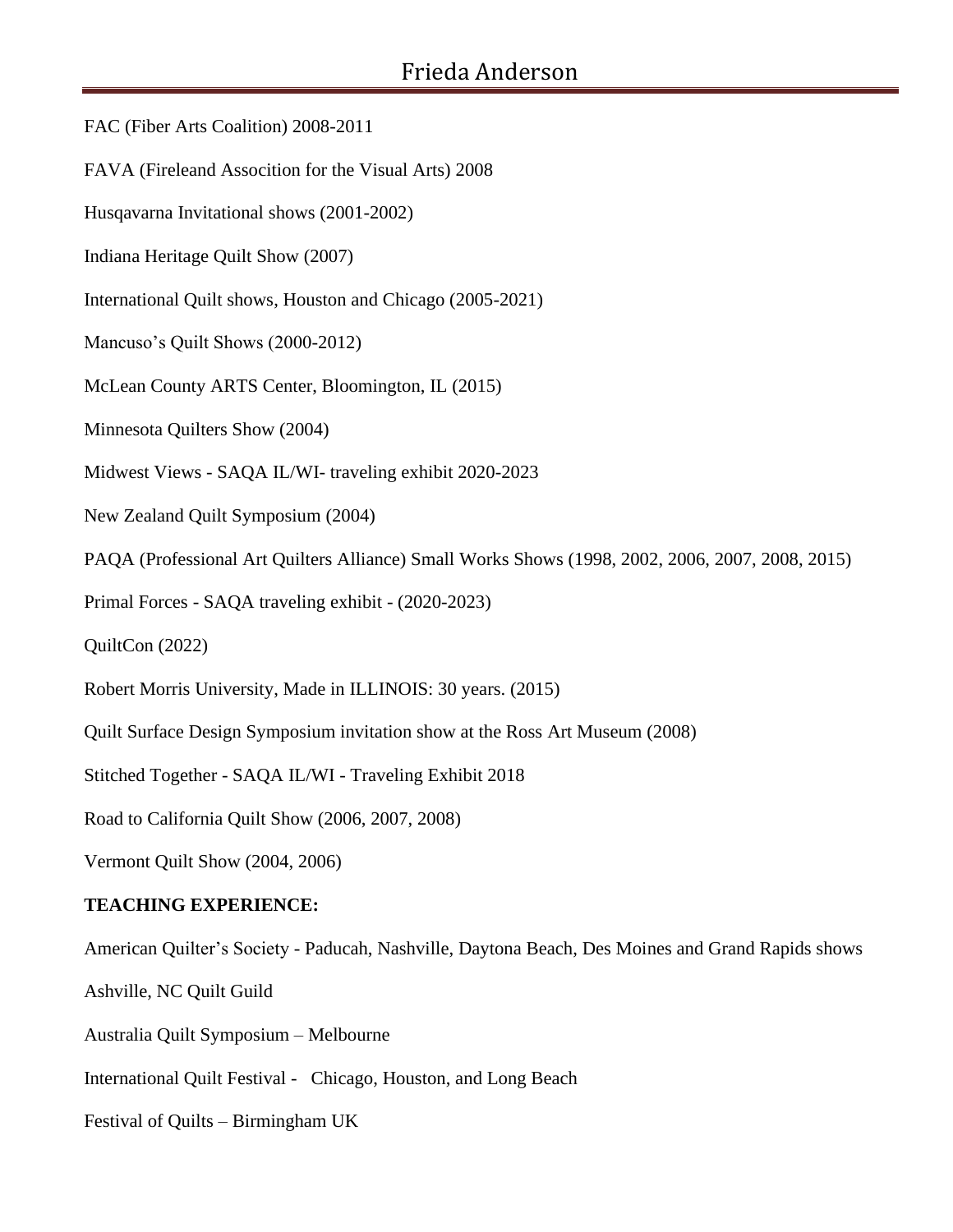FAC (Fiber Arts Coalition) 2008-2011

FAVA (Fireleand Assocition for the Visual Arts) 2008

Husqavarna Invitational shows (2001-2002)

Indiana Heritage Quilt Show (2007)

International Quilt shows, Houston and Chicago (2005-2021)

Mancuso's Quilt Shows (2000-2012)

McLean County ARTS Center, Bloomington, IL (2015)

Minnesota Quilters Show (2004)

Midwest Views - SAQA IL/WI- traveling exhibit 2020-2023

New Zealand Quilt Symposium (2004)

PAQA (Professional Art Quilters Alliance) Small Works Shows (1998, 2002, 2006, 2007, 2008, 2015)

Primal Forces - SAQA traveling exhibit - (2020-2023)

QuiltCon (2022)

Robert Morris University, Made in ILLINOIS: 30 years. (2015)

Quilt Surface Design Symposium invitation show at the Ross Art Museum (2008)

Stitched Together - SAQA IL/WI - Traveling Exhibit 2018

Road to California Quilt Show (2006, 2007, 2008)

Vermont Quilt Show (2004, 2006)

**TEACHING EXPERIENCE:**

American Quilter's Society - Paducah, Nashville, Daytona Beach, Des Moines and Grand Rapids shows

Ashville, NC Quilt Guild

Australia Quilt Symposium – Melbourne

International Quilt Festival - Chicago, Houston, and Long Beach

Festival of Quilts – Birmingham UK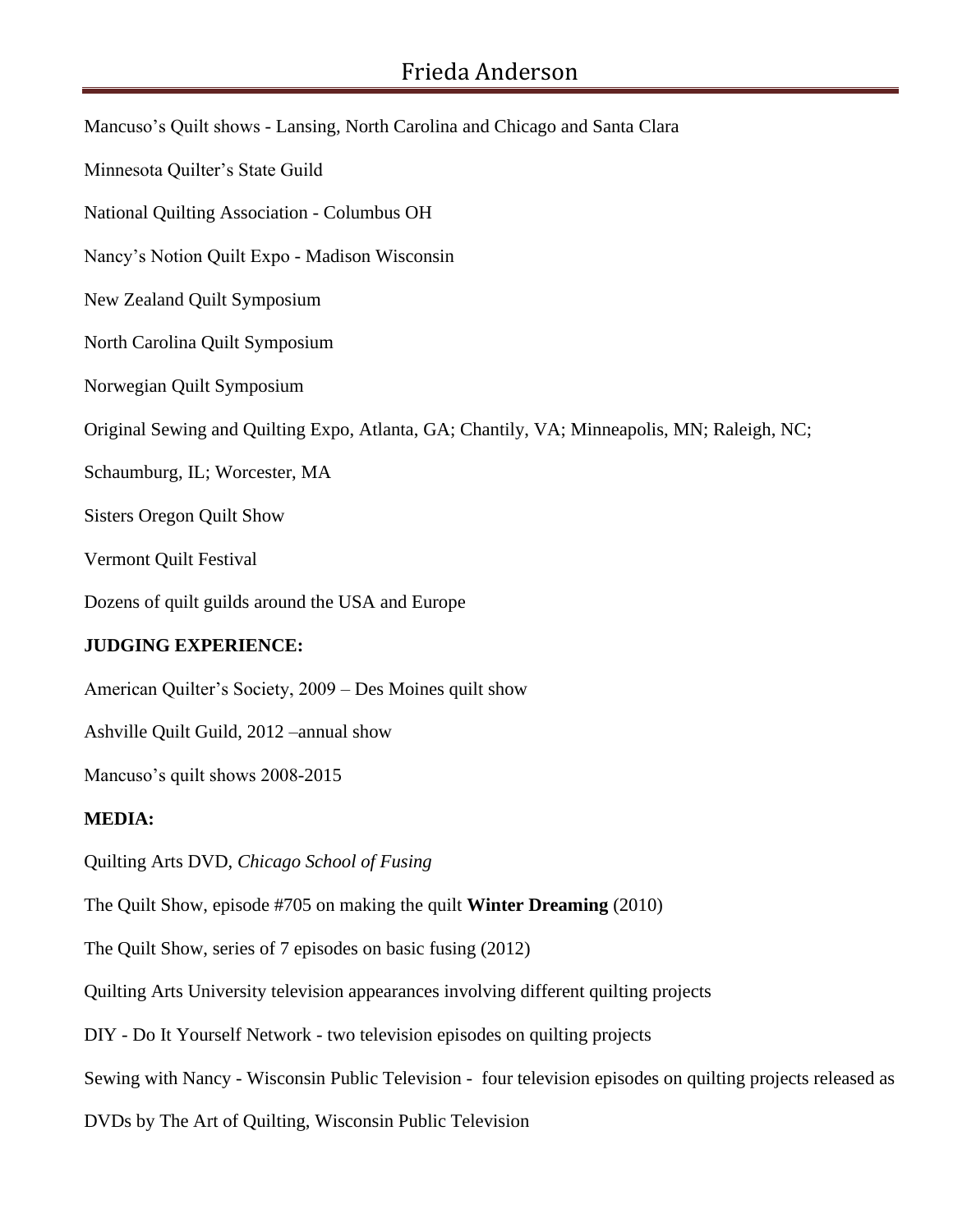Mancuso's Quilt shows - Lansing, North Carolina and Chicago and Santa Clara

Minnesota Quilter's State Guild

National Quilting Association - Columbus OH

Nancy's Notion Quilt Expo - Madison Wisconsin

New Zealand Quilt Symposium

North Carolina Quilt Symposium

Norwegian Quilt Symposium

Original Sewing and Quilting Expo, Atlanta, GA; Chantily, VA; Minneapolis, MN; Raleigh, NC; Schaumburg, IL; Worcester, MA

Sisters Oregon Quilt Show

Vermont Quilt Festival

Dozens of quilt guilds around the USA and Europe

**JUDGING EXPERIENCE:**

American Quilter's Society, 2009 – Des Moines quilt show

Ashville Quilt Guild, 2012 –annual show

Mancuso's quilt shows 2008-2015

**MEDIA:**

Quilting Arts DVD, *Chicago School of Fusing*

The Quilt Show, episode #705 on making the quilt **Winter Dreaming** (2010)

The Quilt Show, series of 7 episodes on basic fusing (2012)

Quilting Arts University television appearances involving different quilting projects

DIY - Do It Yourself Network - two television episodes on quilting projects

Sewing with Nancy - Wisconsin Public Television - four television episodes on quilting projects released as DVDs by The Art of Quilting, Wisconsin Public Television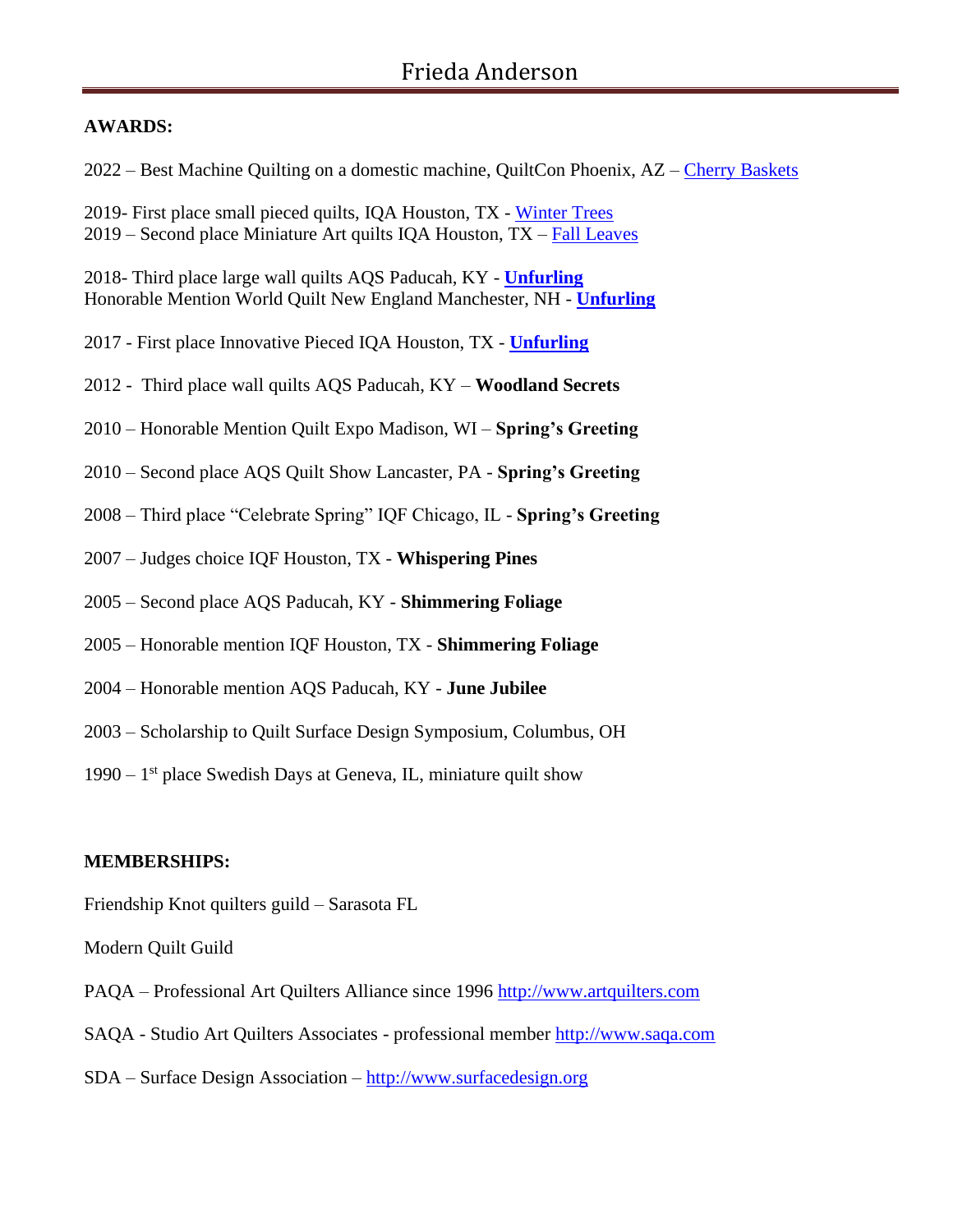**AWARDS:**

2022 – Best Machine Quilting on a domestic machine, QuiltCon Phoenix, AZ – Cherry Baskets

2019- First place small pieced quilts, IQA Houston, TX - Winter Trees
2019 – Second place Miniature Art quilts IQA Houston, TX – Fall Leaves

2018- Third place large wall quilts AQS Paducah, KY - **Unfurling**
Honorable Mention World Quilt New England Manchester, NH - **Unfurling**

2017 - First place Innovative Pieced IQA Houston, TX - **Unfurling**

2012 - Third place wall quilts AQS Paducah, KY – **Woodland Secrets**

2010 – Honorable Mention Quilt Expo Madison, WI – **Spring's Greeting**

2010 – Second place AQS Quilt Show Lancaster, PA - **Spring's Greeting**

2008 – Third place "Celebrate Spring" IQF Chicago, IL - **Spring's Greeting**

2007 – Judges choice IQF Houston, TX - **Whispering Pines**

2005 – Second place AQS Paducah, KY - **Shimmering Foliage**

2005 – Honorable mention IQF Houston, TX - **Shimmering Foliage**

2004 – Honorable mention AQS Paducah, KY - **June Jubilee**

2003 – Scholarship to Quilt Surface Design Symposium, Columbus, OH

1990 – 1st place Swedish Days at Geneva, IL, miniature quilt show

**MEMBERSHIPS:**

Friendship Knot quilters guild – Sarasota FL

Modern Quilt Guild

PAQA – Professional Art Quilters Alliance since 1996 http://www.artquilters.com

SAQA - Studio Art Quilters Associates - professional member http://www.saqa.com

SDA – Surface Design Association – http://www.surfacedesign.org